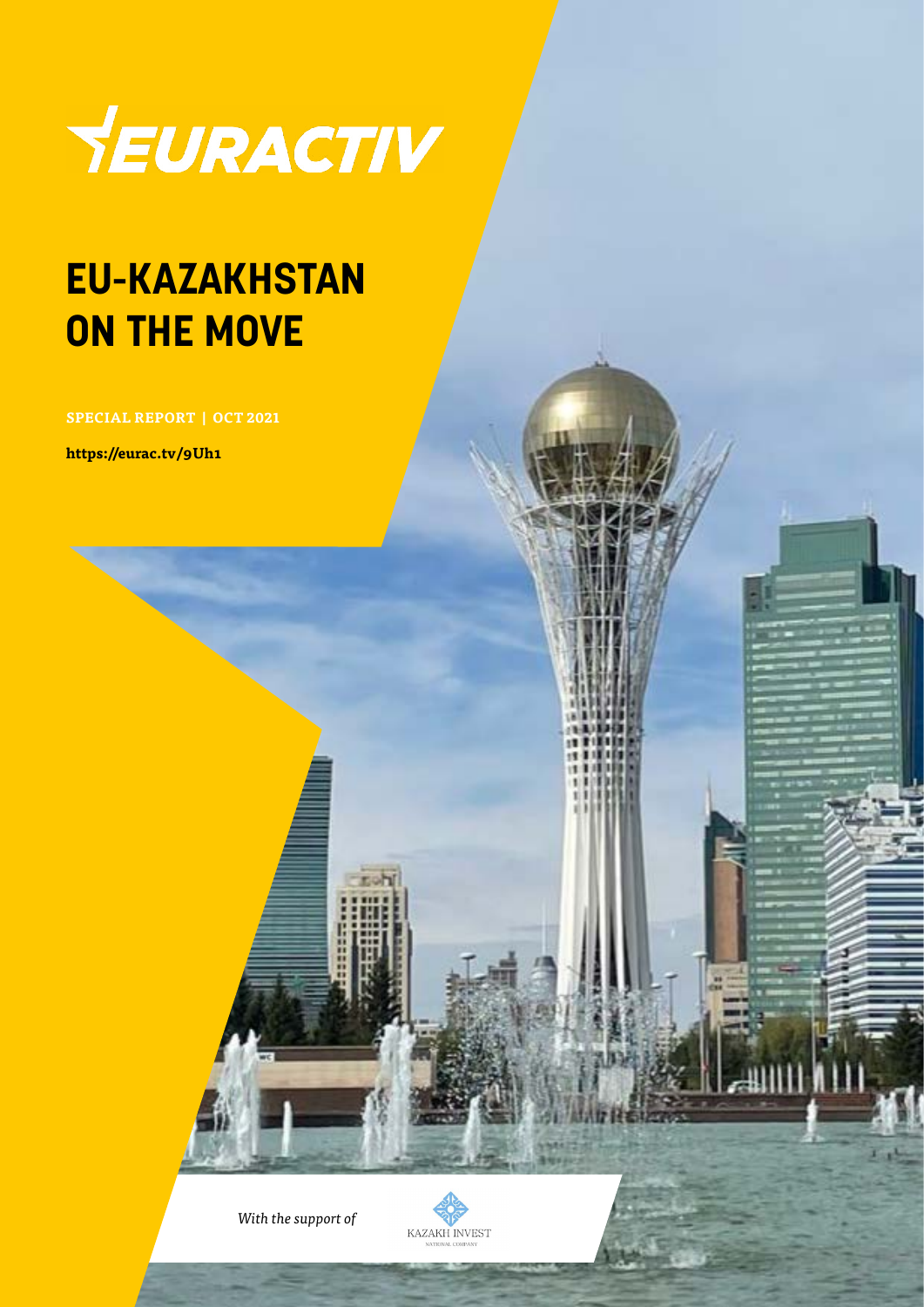EURACTIV

# EU-KAZAKHSTAN ON THE MOVE

**SPECIAL REPORT | OCT 2021**

**https://eurac.tv/9Uh1**

*With the support of*

KAZAKH INVEST
NATIONAL COMPANY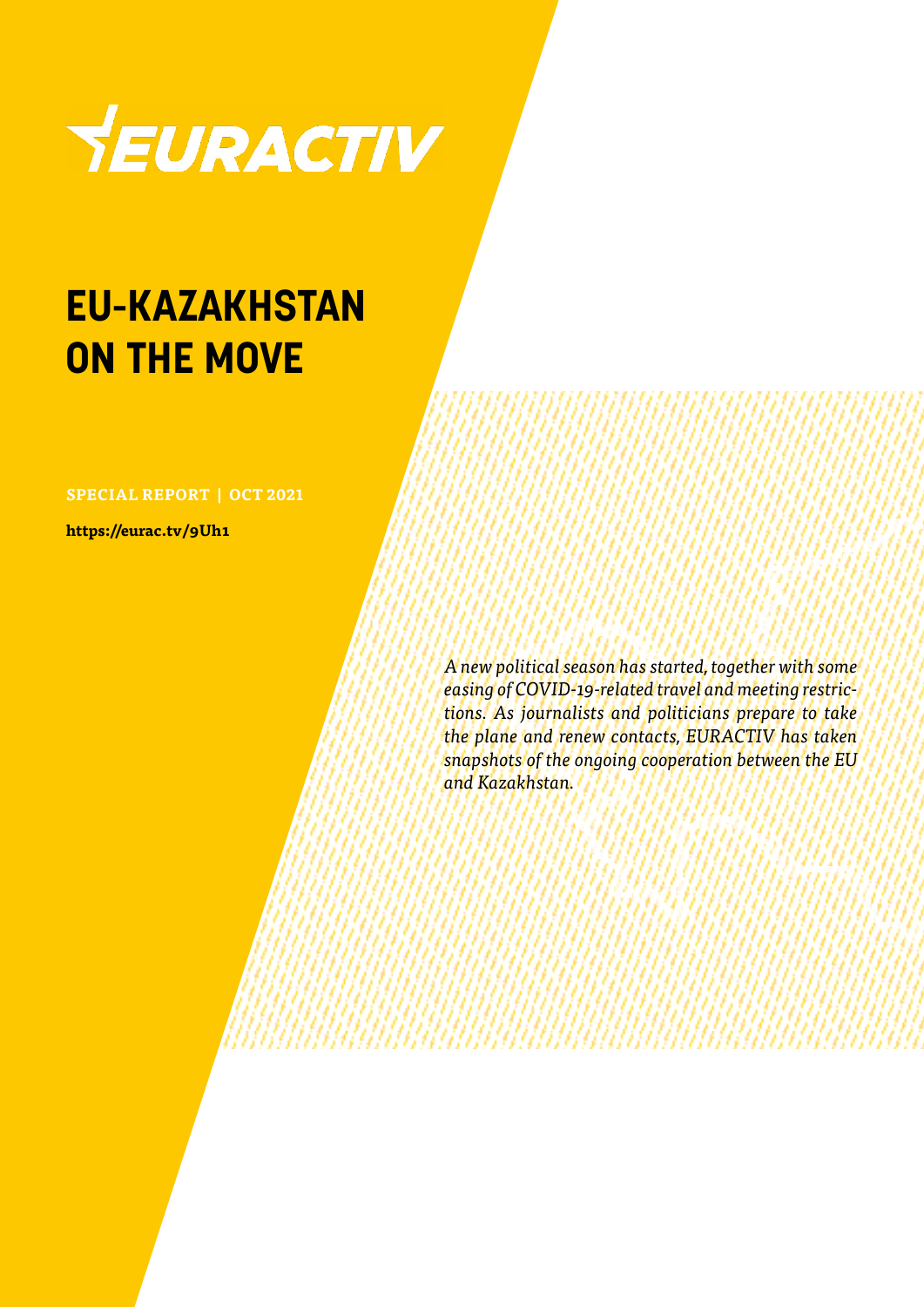EURACTIV

# EU-KAZAKHSTAN ON THE MOVE

**SPECIAL REPORT | OCT 2021**

**https://eurac.tv/9Uh1**

*A new political season has started, together with some easing of COVID-19-related travel and meeting restrictions. As journalists and politicians prepare to take the plane and renew contacts, EURACTIV has taken snapshots of the ongoing cooperation between the EU and Kazakhstan.*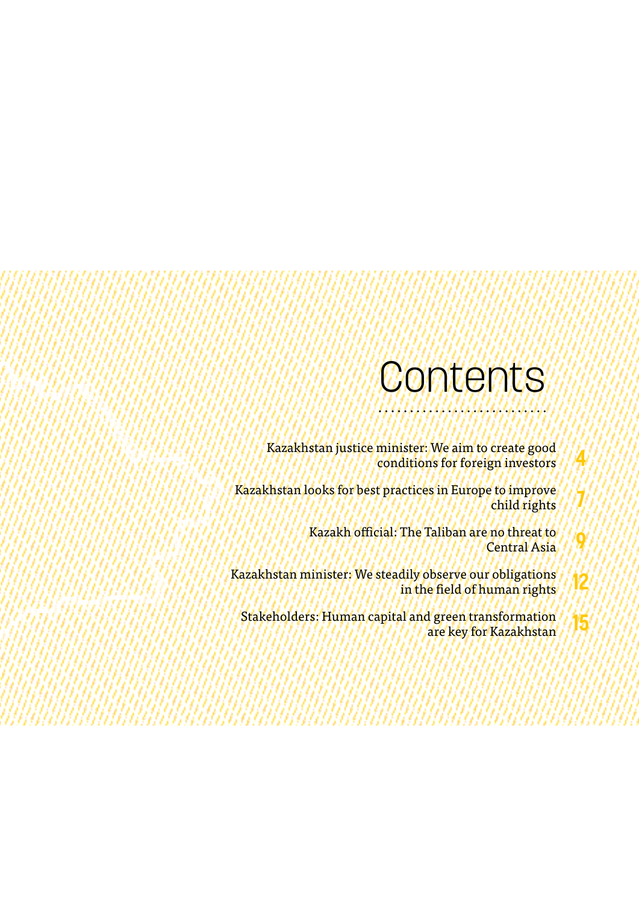# Contents

Kazakhstan justice minister: We aim to create good conditions for foreign investors — 4

Kazakhstan looks for best practices in Europe to improve child rights — 7

Kazakh official: The Taliban are no threat to Central Asia — 9

Kazakhstan minister: We steadily observe our obligations in the field of human rights — 12

Stakeholders: Human capital and green transformation are key for Kazakhstan — 15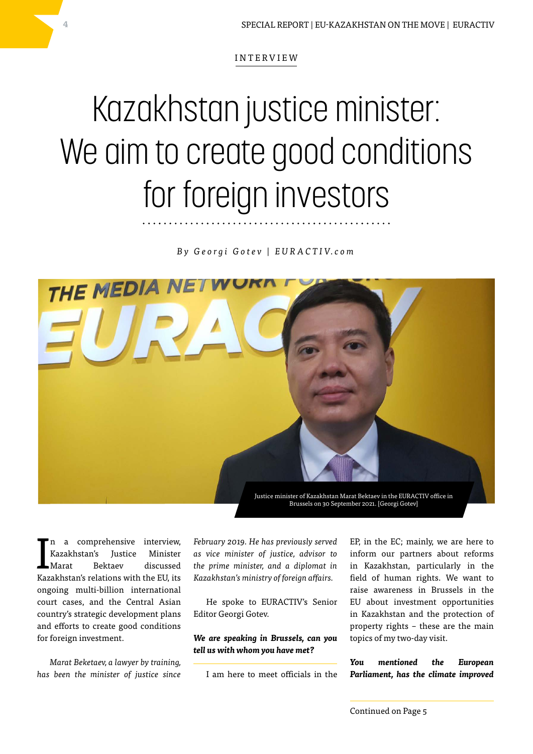INTERVIEW

# Kazakhstan justice minister: We aim to create good conditions for foreign investors

*By Georgi Gotev | EURACTIV.com*

Justice minister of Kazakhstan Marat Bektaev in the EURACTIV office in Brussels on 30 September 2021. [Georgi Gotev]

In a comprehensive interview, Kazakhstan's Justice Minister Marat Bektaev discussed Kazakhstan's relations with the EU, its ongoing multi-billion international court cases, and the Central Asian country's strategic development plans and efforts to create good conditions for foreign investment.

*Marat Beketaev, a lawyer by training, has been the minister of justice since February 2019. He has previously served as vice minister of justice, advisor to the prime minister, and a diplomat in Kazakhstan's ministry of foreign affairs.*

He spoke to EURACTIV's Senior Editor Georgi Gotev.

***We are speaking in Brussels, can you tell us with whom you have met?***

I am here to meet officials in the EP, in the EC; mainly, we are here to inform our partners about reforms in Kazakhstan, particularly in the field of human rights. We want to raise awareness in Brussels in the EU about investment opportunities in Kazakhstan and the protection of property rights – these are the main topics of my two-day visit.

***You mentioned the European Parliament, has the climate improved***

Continued on Page 5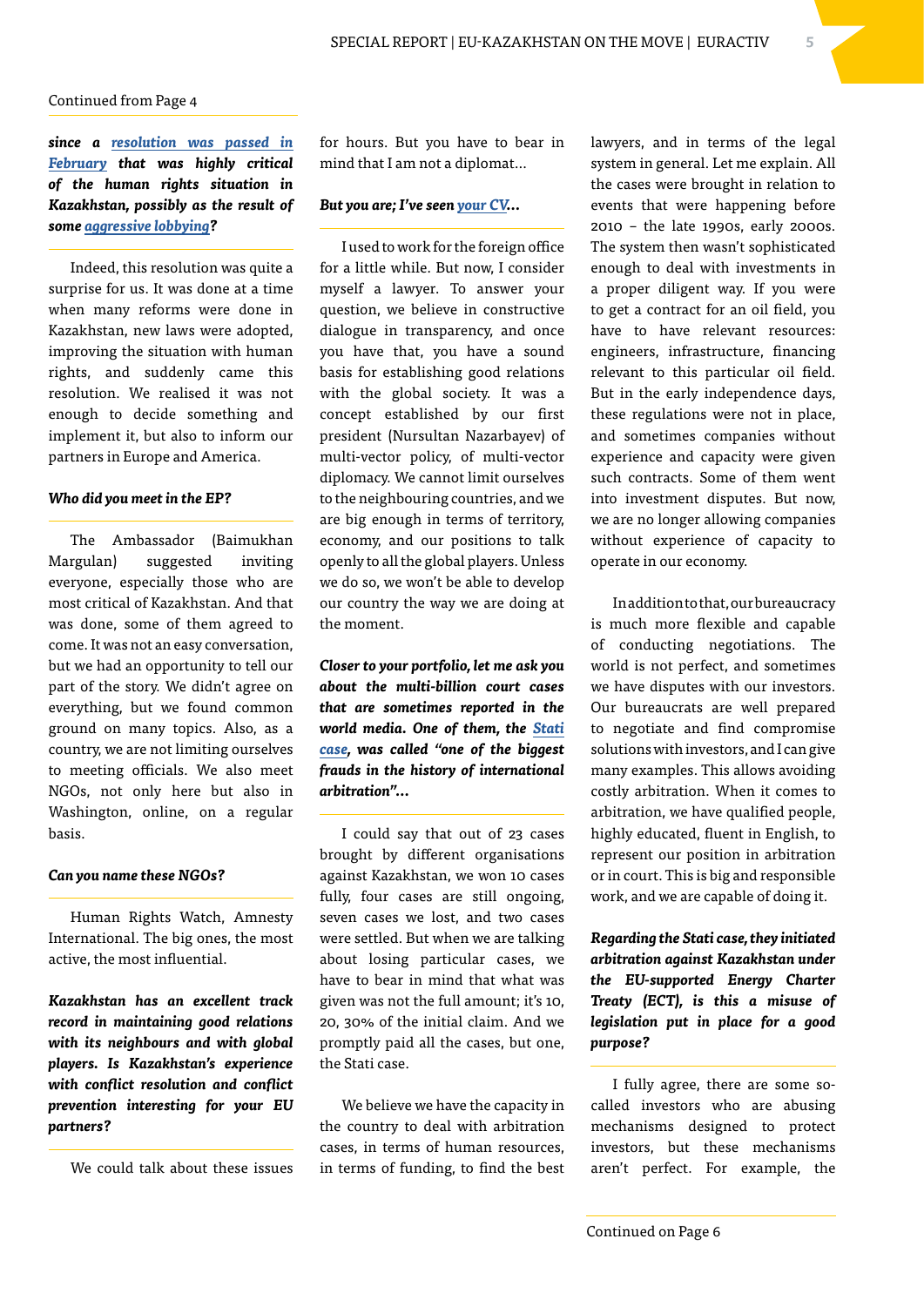Continued from Page 4

***since a resolution was passed in February that was highly critical of the human rights situation in Kazakhstan, possibly as the result of some aggressive lobbying?***

Indeed, this resolution was quite a surprise for us. It was done at a time when many reforms were done in Kazakhstan, new laws were adopted, improving the situation with human rights, and suddenly came this resolution. We realised it was not enough to decide something and implement it, but also to inform our partners in Europe and America.

***Who did you meet in the EP?***

The Ambassador (Baimukhan Margulan) suggested inviting everyone, especially those who are most critical of Kazakhstan. And that was done, some of them agreed to come. It was not an easy conversation, but we had an opportunity to tell our part of the story. We didn't agree on everything, but we found common ground on many topics. Also, as a country, we are not limiting ourselves to meeting officials. We also meet NGOs, not only here but also in Washington, online, on a regular basis.

***Can you name these NGOs?***

Human Rights Watch, Amnesty International. The big ones, the most active, the most influential.

***Kazakhstan has an excellent track record in maintaining good relations with its neighbours and with global players. Is Kazakhstan's experience with conflict resolution and conflict prevention interesting for your EU partners?***

We could talk about these issues for hours. But you have to bear in mind that I am not a diplomat…

***But you are; I've seen your CV…***

I used to work for the foreign office for a little while. But now, I consider myself a lawyer. To answer your question, we believe in constructive dialogue in transparency, and once you have that, you have a sound basis for establishing good relations with the global society. It was a concept established by our first president (Nursultan Nazarbayev) of multi-vector policy, of multi-vector diplomacy. We cannot limit ourselves to the neighbouring countries, and we are big enough in terms of territory, economy, and our positions to talk openly to all the global players. Unless we do so, we won't be able to develop our country the way we are doing at the moment.

***Closer to your portfolio, let me ask you about the multi-billion court cases that are sometimes reported in the world media. One of them, the Stati case, was called "one of the biggest frauds in the history of international arbitration"…***

I could say that out of 23 cases brought by different organisations against Kazakhstan, we won 10 cases fully, four cases are still ongoing, seven cases we lost, and two cases were settled. But when we are talking about losing particular cases, we have to bear in mind that what was given was not the full amount; it's 10, 20, 30% of the initial claim. And we promptly paid all the cases, but one, the Stati case.

We believe we have the capacity in the country to deal with arbitration cases, in terms of human resources, in terms of funding, to find the best lawyers, and in terms of the legal system in general. Let me explain. All the cases were brought in relation to events that were happening before 2010 – the late 1990s, early 2000s. The system then wasn't sophisticated enough to deal with investments in a proper diligent way. If you were to get a contract for an oil field, you have to have relevant resources: engineers, infrastructure, financing relevant to this particular oil field. But in the early independence days, these regulations were not in place, and sometimes companies without experience and capacity were given such contracts. Some of them went into investment disputes. But now, we are no longer allowing companies without experience of capacity to operate in our economy.

In addition to that, our bureaucracy is much more flexible and capable of conducting negotiations. The world is not perfect, and sometimes we have disputes with our investors. Our bureaucrats are well prepared to negotiate and find compromise solutions with investors, and I can give many examples. This allows avoiding costly arbitration. When it comes to arbitration, we have qualified people, highly educated, fluent in English, to represent our position in arbitration or in court. This is big and responsible work, and we are capable of doing it.

***Regarding the Stati case, they initiated arbitration against Kazakhstan under the EU-supported Energy Charter Treaty (ECT), is this a misuse of legislation put in place for a good purpose?***

I fully agree, there are some so-called investors who are abusing mechanisms designed to protect investors, but these mechanisms aren't perfect. For example, the

Continued on Page 6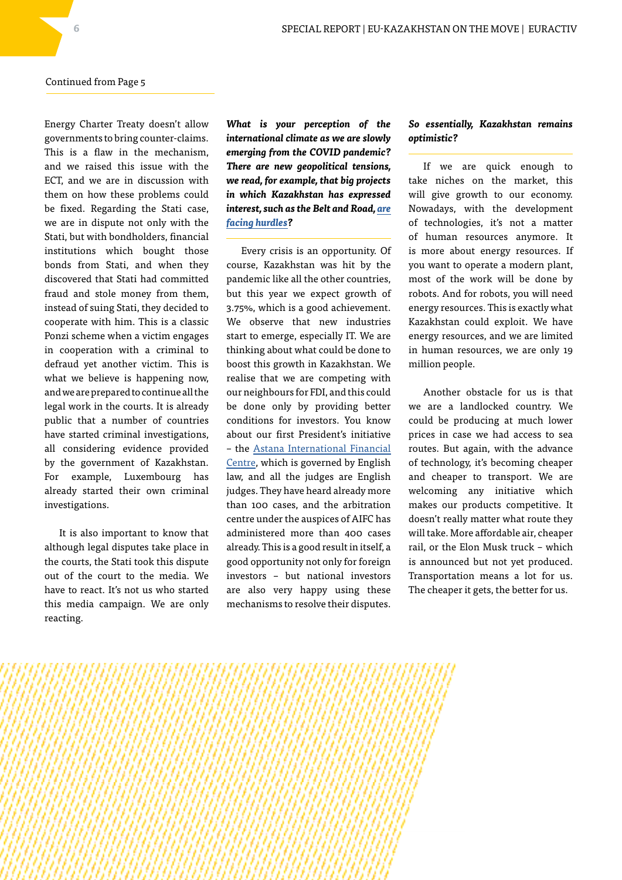Continued from Page 5

Energy Charter Treaty doesn't allow governments to bring counter-claims. This is a flaw in the mechanism, and we raised this issue with the ECT, and we are in discussion with them on how these problems could be fixed. Regarding the Stati case, we are in dispute not only with the Stati, but with bondholders, financial institutions which bought those bonds from Stati, and when they discovered that Stati had committed fraud and stole money from them, instead of suing Stati, they decided to cooperate with him. This is a classic Ponzi scheme when a victim engages in cooperation with a criminal to defraud yet another victim. This is what we believe is happening now, and we are prepared to continue all the legal work in the courts. It is already public that a number of countries have started criminal investigations, all considering evidence provided by the government of Kazakhstan. For example, Luxembourg has already started their own criminal investigations.

It is also important to know that although legal disputes take place in the courts, the Stati took this dispute out of the court to the media. We have to react. It's not us who started this media campaign. We are only reacting.

***What is your perception of the international climate as we are slowly emerging from the COVID pandemic? There are new geopolitical tensions, we read, for example, that big projects in which Kazakhstan has expressed interest, such as the Belt and Road, are facing hurdles?***

Every crisis is an opportunity. Of course, Kazakhstan was hit by the pandemic like all the other countries, but this year we expect growth of 3.75%, which is a good achievement. We observe that new industries start to emerge, especially IT. We are thinking about what could be done to boost this growth in Kazakhstan. We realise that we are competing with our neighbours for FDI, and this could be done only by providing better conditions for investors. You know about our first President's initiative – the Astana International Financial Centre, which is governed by English law, and all the judges are English judges. They have heard already more than 100 cases, and the arbitration centre under the auspices of AIFC has administered more than 400 cases already. This is a good result in itself, a good opportunity not only for foreign investors – but national investors are also very happy using these mechanisms to resolve their disputes.

***So essentially, Kazakhstan remains optimistic?***

If we are quick enough to take niches on the market, this will give growth to our economy. Nowadays, with the development of technologies, it's not a matter of human resources anymore. It is more about energy resources. If you want to operate a modern plant, most of the work will be done by robots. And for robots, you will need energy resources. This is exactly what Kazakhstan could exploit. We have energy resources, and we are limited in human resources, we are only 19 million people.

Another obstacle for us is that we are a landlocked country. We could be producing at much lower prices in case we had access to sea routes. But again, with the advance of technology, it's becoming cheaper and cheaper to transport. We are welcoming any initiative which makes our products competitive. It doesn't really matter what route they will take. More affordable air, cheaper rail, or the Elon Musk truck – which is announced but not yet produced. Transportation means a lot for us. The cheaper it gets, the better for us.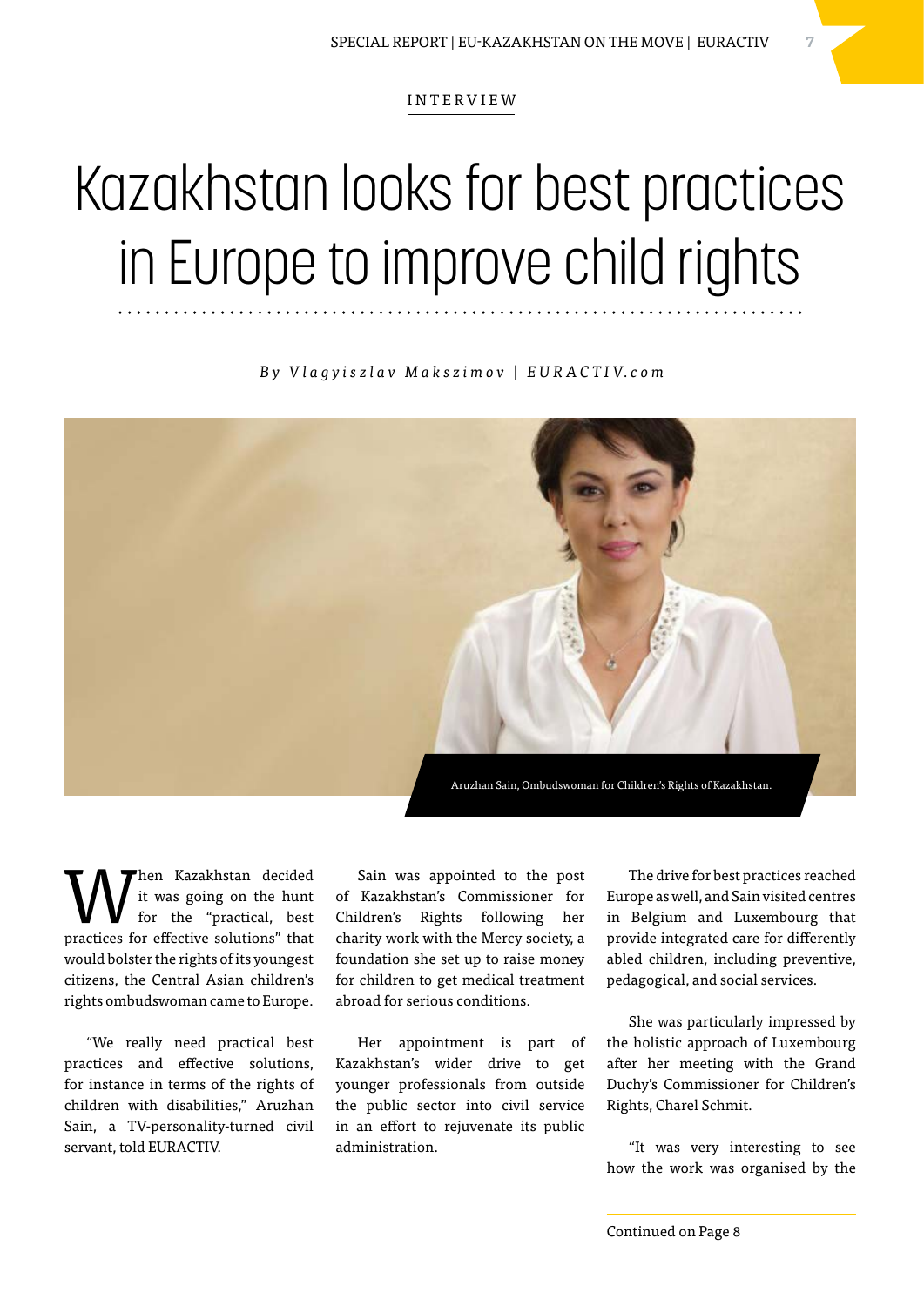INTERVIEW

# Kazakhstan looks for best practices in Europe to improve child rights

*By Vlagyiszlav Makszimov | EURACTIV.com*

Aruzhan Sain, Ombudswoman for Children's Rights of Kazakhstan.

When Kazakhstan decided it was going on the hunt for the "practical, best practices for effective solutions" that would bolster the rights of its youngest citizens, the Central Asian children's rights ombudswoman came to Europe.

"We really need practical best practices and effective solutions, for instance in terms of the rights of children with disabilities," Aruzhan Sain, a TV-personality-turned civil servant, told EURACTIV.

Sain was appointed to the post of Kazakhstan's Commissioner for Children's Rights following her charity work with the Mercy society, a foundation she set up to raise money for children to get medical treatment abroad for serious conditions.

Her appointment is part of Kazakhstan's wider drive to get younger professionals from outside the public sector into civil service in an effort to rejuvenate its public administration.

The drive for best practices reached Europe as well, and Sain visited centres in Belgium and Luxembourg that provide integrated care for differently abled children, including preventive, pedagogical, and social services.

She was particularly impressed by the holistic approach of Luxembourg after her meeting with the Grand Duchy's Commissioner for Children's Rights, Charel Schmit.

"It was very interesting to see how the work was organised by the

Continued on Page 8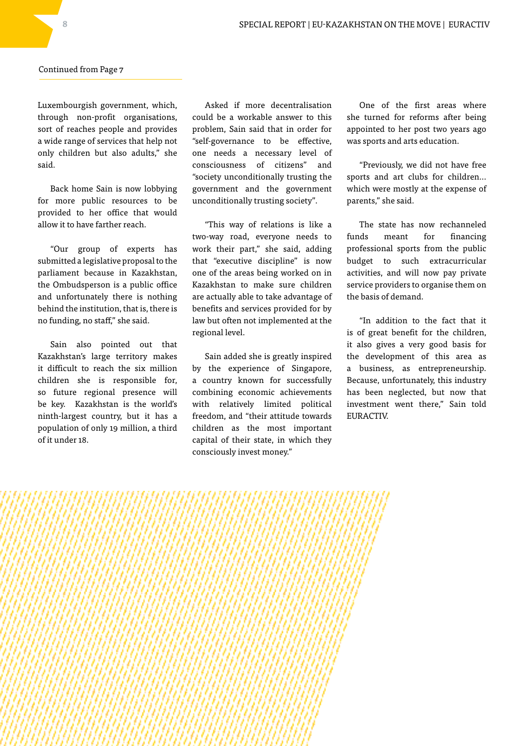Continued from Page 7

Luxembourgish government, which, through non-profit organisations, sort of reaches people and provides a wide range of services that help not only children but also adults," she said.

Back home Sain is now lobbying for more public resources to be provided to her office that would allow it to have farther reach.

"Our group of experts has submitted a legislative proposal to the parliament because in Kazakhstan, the Ombudsperson is a public office and unfortunately there is nothing behind the institution, that is, there is no funding, no staff," she said.

Sain also pointed out that Kazakhstan's large territory makes it difficult to reach the six million children she is responsible for, so future regional presence will be key. Kazakhstan is the world's ninth-largest country, but it has a population of only 19 million, a third of it under 18.

Asked if more decentralisation could be a workable answer to this problem, Sain said that in order for "self-governance to be effective, one needs a necessary level of consciousness of citizens" and "society unconditionally trusting the government and the government unconditionally trusting society".

"This way of relations is like a two-way road, everyone needs to work their part," she said, adding that "executive discipline" is now one of the areas being worked on in Kazakhstan to make sure children are actually able to take advantage of benefits and services provided for by law but often not implemented at the regional level.

Sain added she is greatly inspired by the experience of Singapore, a country known for successfully combining economic achievements with relatively limited political freedom, and "their attitude towards children as the most important capital of their state, in which they consciously invest money."

One of the first areas where she turned for reforms after being appointed to her post two years ago was sports and arts education.

"Previously, we did not have free sports and art clubs for children… which were mostly at the expense of parents," she said.

The state has now rechanneled funds meant for financing professional sports from the public budget to such extracurricular activities, and will now pay private service providers to organise them on the basis of demand.

"In addition to the fact that it is of great benefit for the children, it also gives a very good basis for the development of this area as a business, as entrepreneurship. Because, unfortunately, this industry has been neglected, but now that investment went there," Sain told EURACTIV.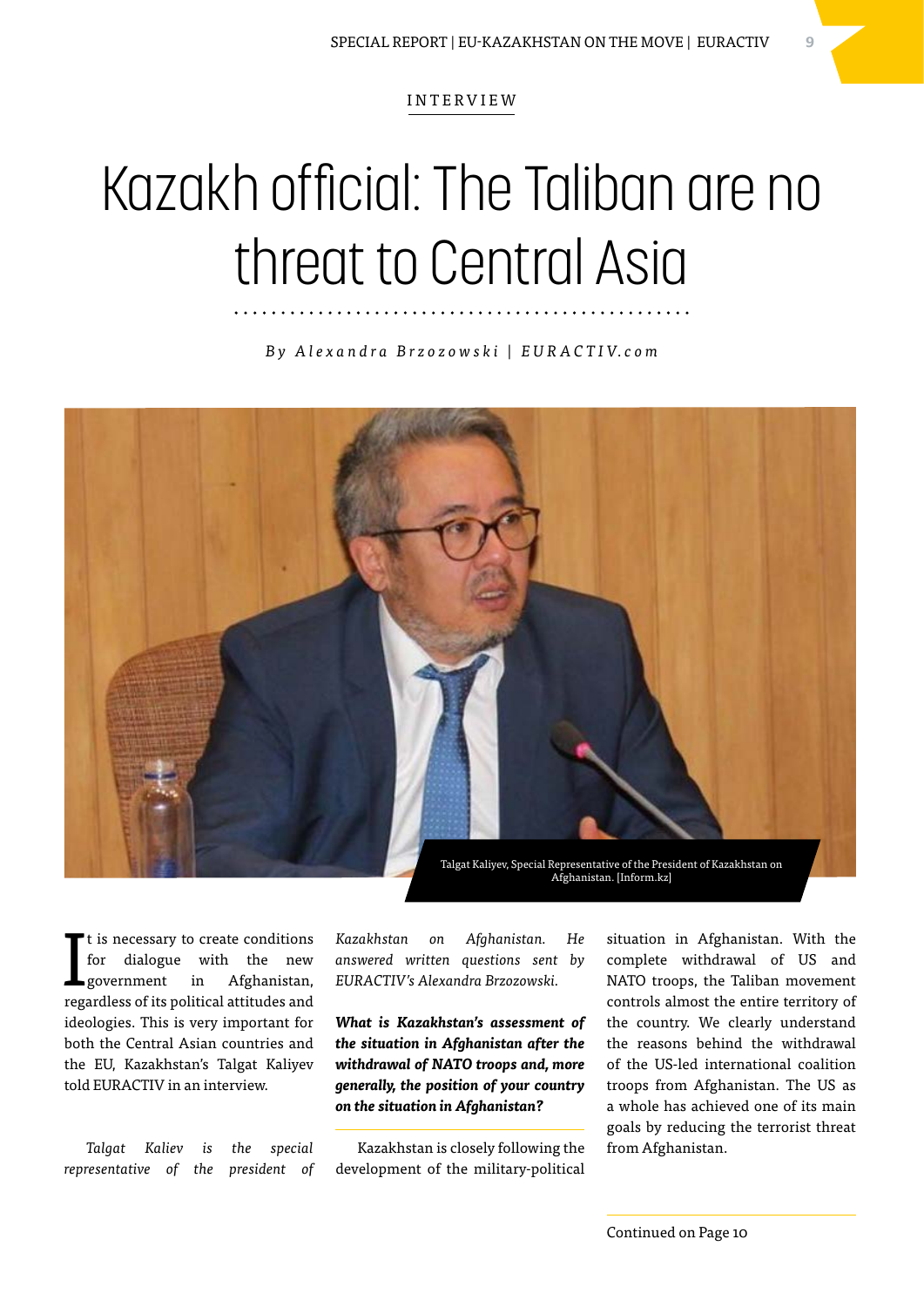INTERVIEW

# Kazakh official: The Taliban are no threat to Central Asia

*By Alexandra Brzozowski | EURACTIV.com*

Talgat Kaliyev, Special Representative of the President of Kazakhstan on Afghanistan. [Inform.kz]

It is necessary to create conditions for dialogue with the new government in Afghanistan, regardless of its political attitudes and ideologies. This is very important for both the Central Asian countries and the EU, Kazakhstan's Talgat Kaliyev told EURACTIV in an interview.

*Talgat Kaliev is the special representative of the president of Kazakhstan on Afghanistan. He answered written questions sent by EURACTIV's Alexandra Brzozowski.*

***What is Kazakhstan's assessment of the situation in Afghanistan after the withdrawal of NATO troops and, more generally, the position of your country on the situation in Afghanistan?***

Kazakhstan is closely following the development of the military-political situation in Afghanistan. With the complete withdrawal of US and NATO troops, the Taliban movement controls almost the entire territory of the country. We clearly understand the reasons behind the withdrawal of the US-led international coalition troops from Afghanistan. The US as a whole has achieved one of its main goals by reducing the terrorist threat from Afghanistan.

Continued on Page 10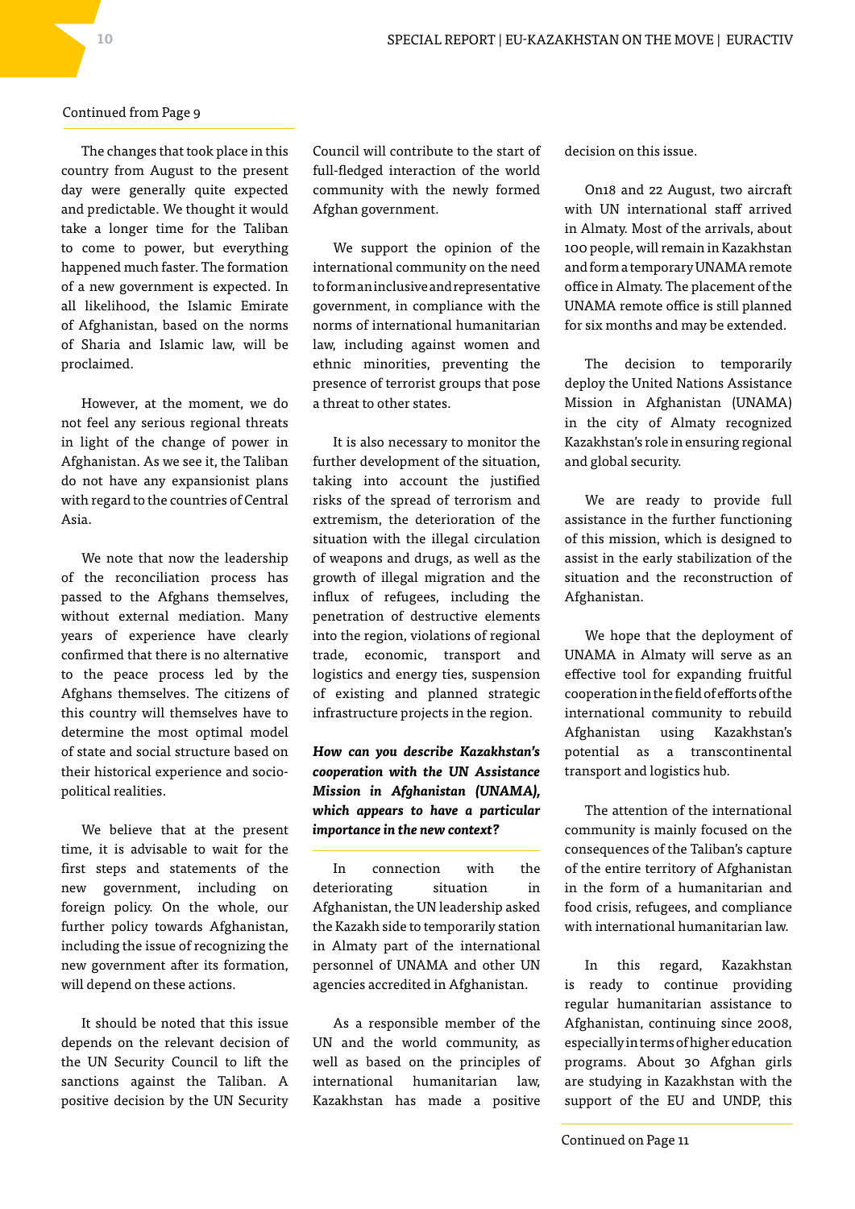Continued from Page 9

The changes that took place in this country from August to the present day were generally quite expected and predictable. We thought it would take a longer time for the Taliban to come to power, but everything happened much faster. The formation of a new government is expected. In all likelihood, the Islamic Emirate of Afghanistan, based on the norms of Sharia and Islamic law, will be proclaimed.

However, at the moment, we do not feel any serious regional threats in light of the change of power in Afghanistan. As we see it, the Taliban do not have any expansionist plans with regard to the countries of Central Asia.

We note that now the leadership of the reconciliation process has passed to the Afghans themselves, without external mediation. Many years of experience have clearly confirmed that there is no alternative to the peace process led by the Afghans themselves. The citizens of this country will themselves have to determine the most optimal model of state and social structure based on their historical experience and socio-political realities.

We believe that at the present time, it is advisable to wait for the first steps and statements of the new government, including on foreign policy. On the whole, our further policy towards Afghanistan, including the issue of recognizing the new government after its formation, will depend on these actions.

It should be noted that this issue depends on the relevant decision of the UN Security Council to lift the sanctions against the Taliban. A positive decision by the UN Security Council will contribute to the start of full-fledged interaction of the world community with the newly formed Afghan government.

We support the opinion of the international community on the need to form an inclusive and representative government, in compliance with the norms of international humanitarian law, including against women and ethnic minorities, preventing the presence of terrorist groups that pose a threat to other states.

It is also necessary to monitor the further development of the situation, taking into account the justified risks of the spread of terrorism and extremism, the deterioration of the situation with the illegal circulation of weapons and drugs, as well as the growth of illegal migration and the influx of refugees, including the penetration of destructive elements into the region, violations of regional trade, economic, transport and logistics and energy ties, suspension of existing and planned strategic infrastructure projects in the region.

***How can you describe Kazakhstan's cooperation with the UN Assistance Mission in Afghanistan (UNAMA), which appears to have a particular importance in the new context?***

In connection with the deteriorating situation in Afghanistan, the UN leadership asked the Kazakh side to temporarily station in Almaty part of the international personnel of UNAMA and other UN agencies accredited in Afghanistan.

As a responsible member of the UN and the world community, as well as based on the principles of international humanitarian law, Kazakhstan has made a positive decision on this issue.

On18 and 22 August, two aircraft with UN international staff arrived in Almaty. Most of the arrivals, about 100 people, will remain in Kazakhstan and form a temporary UNAMA remote office in Almaty. The placement of the UNAMA remote office is still planned for six months and may be extended.

The decision to temporarily deploy the United Nations Assistance Mission in Afghanistan (UNAMA) in the city of Almaty recognized Kazakhstan's role in ensuring regional and global security.

We are ready to provide full assistance in the further functioning of this mission, which is designed to assist in the early stabilization of the situation and the reconstruction of Afghanistan.

We hope that the deployment of UNAMA in Almaty will serve as an effective tool for expanding fruitful cooperation in the field of efforts of the international community to rebuild Afghanistan using Kazakhstan's potential as a transcontinental transport and logistics hub.

The attention of the international community is mainly focused on the consequences of the Taliban's capture of the entire territory of Afghanistan in the form of a humanitarian and food crisis, refugees, and compliance with international humanitarian law.

In this regard, Kazakhstan is ready to continue providing regular humanitarian assistance to Afghanistan, continuing since 2008, especially in terms of higher education programs. About 30 Afghan girls are studying in Kazakhstan with the support of the EU and UNDP, this

Continued on Page 11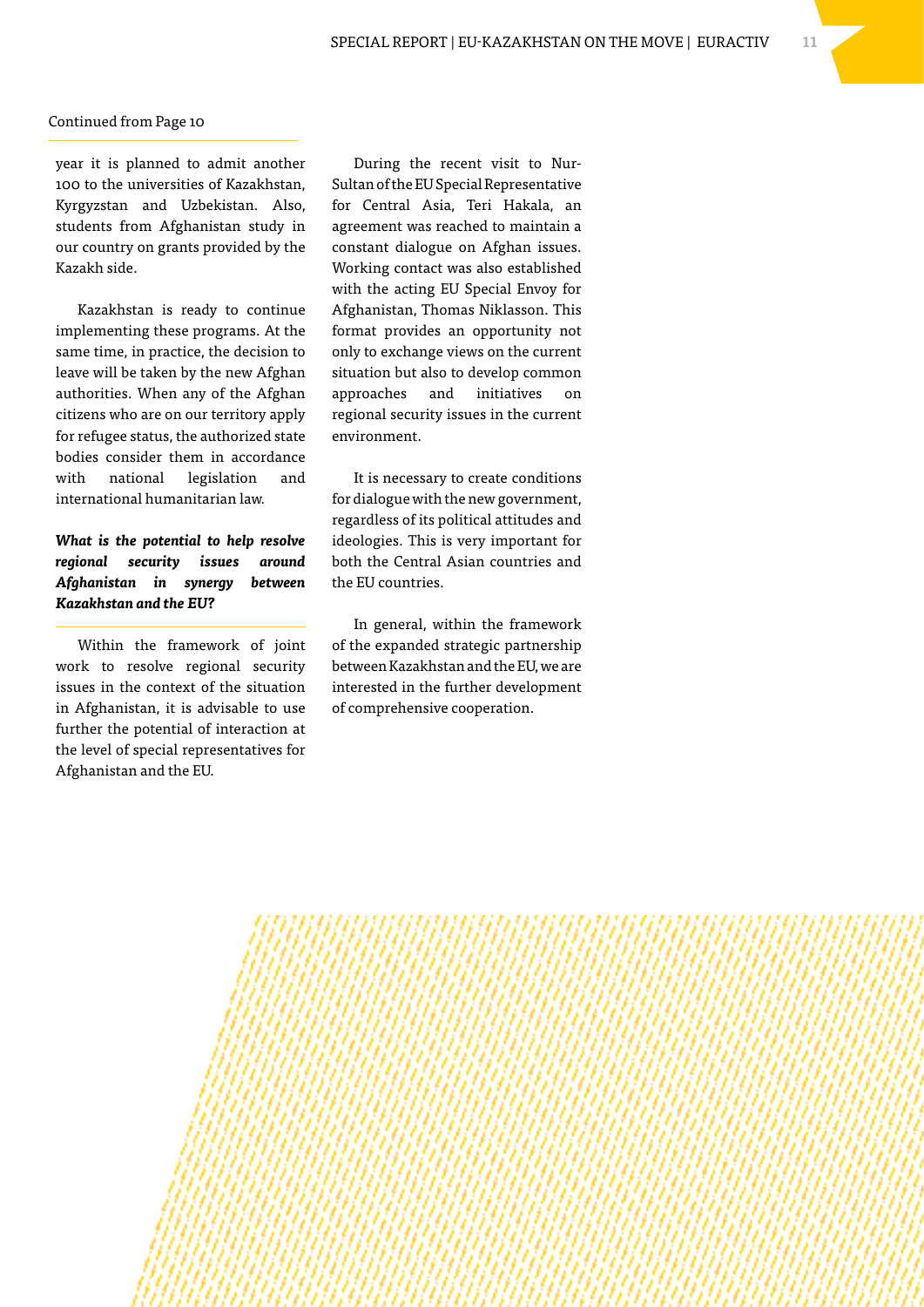Continued from Page 10

year it is planned to admit another 100 to the universities of Kazakhstan, Kyrgyzstan and Uzbekistan. Also, students from Afghanistan study in our country on grants provided by the Kazakh side.

Kazakhstan is ready to continue implementing these programs. At the same time, in practice, the decision to leave will be taken by the new Afghan authorities. When any of the Afghan citizens who are on our territory apply for refugee status, the authorized state bodies consider them in accordance with national legislation and international humanitarian law.

***What is the potential to help resolve regional security issues around Afghanistan in synergy between Kazakhstan and the EU?***

Within the framework of joint work to resolve regional security issues in the context of the situation in Afghanistan, it is advisable to use further the potential of interaction at the level of special representatives for Afghanistan and the EU.

During the recent visit to Nur-Sultan of the EU Special Representative for Central Asia, Teri Hakala, an agreement was reached to maintain a constant dialogue on Afghan issues. Working contact was also established with the acting EU Special Envoy for Afghanistan, Thomas Niklasson. This format provides an opportunity not only to exchange views on the current situation but also to develop common approaches and initiatives on regional security issues in the current environment.

It is necessary to create conditions for dialogue with the new government, regardless of its political attitudes and ideologies. This is very important for both the Central Asian countries and the EU countries.

In general, within the framework of the expanded strategic partnership between Kazakhstan and the EU, we are interested in the further development of comprehensive cooperation.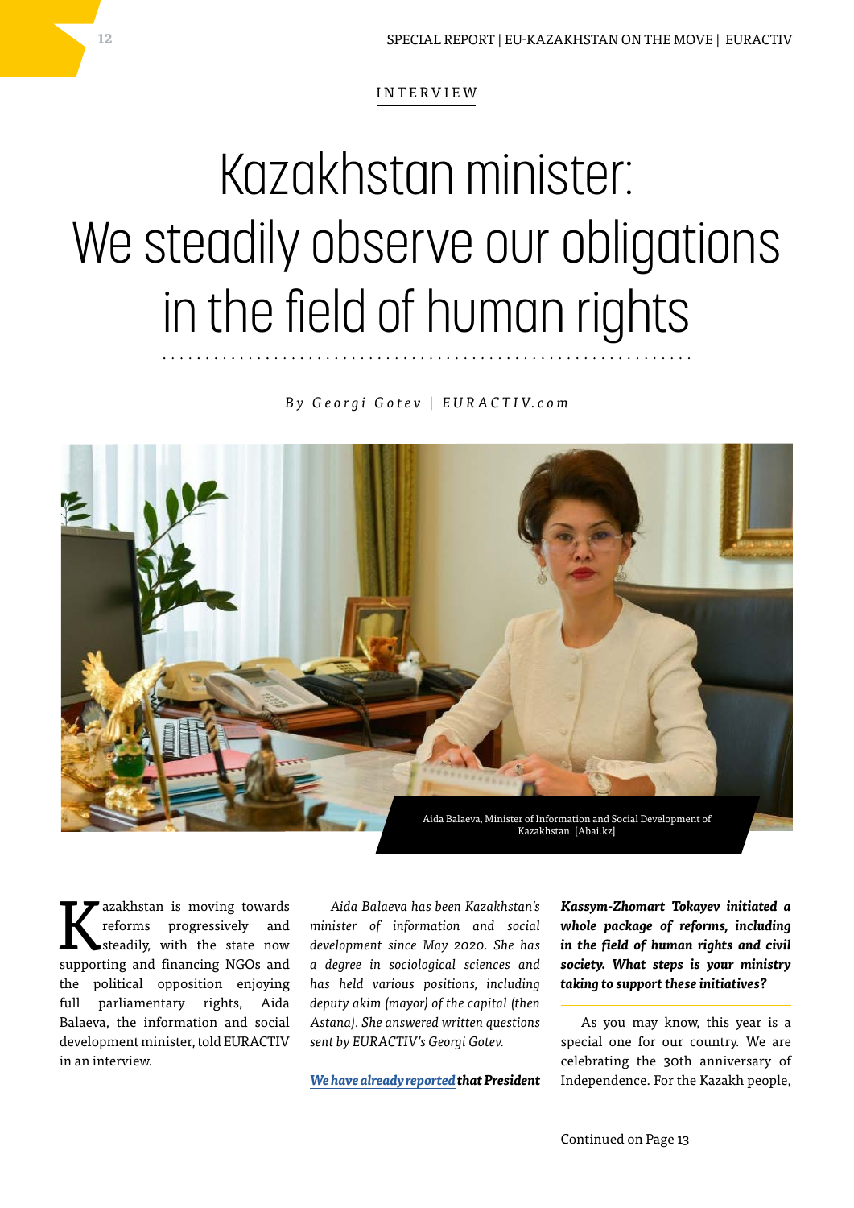INTERVIEW

# Kazakhstan minister: We steadily observe our obligations in the field of human rights

*By Georgi Gotev | EURACTIV.com*

Aida Balaeva, Minister of Information and Social Development of Kazakhstan. [Abai.kz]

Kazakhstan is moving towards reforms progressively and steadily, with the state now supporting and financing NGOs and the political opposition enjoying full parliamentary rights, Aida Balaeva, the information and social development minister, told EURACTIV in an interview.

*Aida Balaeva has been Kazakhstan's minister of information and social development since May 2020. She has a degree in sociological sciences and has held various positions, including deputy akim (mayor) of the capital (then Astana). She answered written questions sent by EURACTIV's Georgi Gotev.*

***We have already reported that President Kassym-Zhomart Tokayev initiated a whole package of reforms, including in the field of human rights and civil society. What steps is your ministry taking to support these initiatives?***

As you may know, this year is a special one for our country. We are celebrating the 30th anniversary of Independence. For the Kazakh people,

Continued on Page 13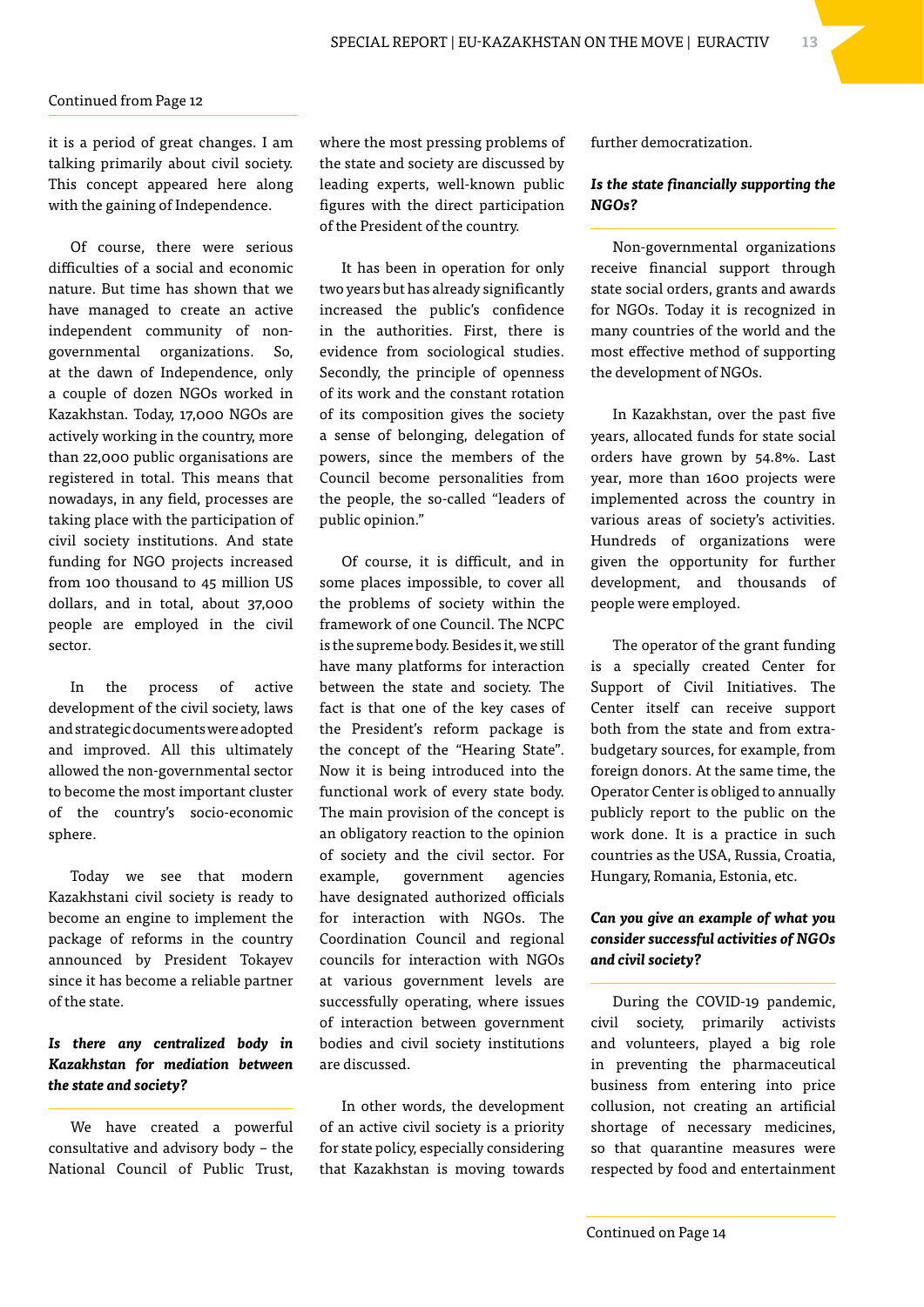Continued from Page 12

it is a period of great changes. I am talking primarily about civil society. This concept appeared here along with the gaining of Independence.

Of course, there were serious difficulties of a social and economic nature. But time has shown that we have managed to create an active independent community of non-governmental organizations. So, at the dawn of Independence, only a couple of dozen NGOs worked in Kazakhstan. Today, 17,000 NGOs are actively working in the country, more than 22,000 public organisations are registered in total. This means that nowadays, in any field, processes are taking place with the participation of civil society institutions. And state funding for NGO projects increased from 100 thousand to 45 million US dollars, and in total, about 37,000 people are employed in the civil sector.

In the process of active development of the civil society, laws and strategic documents were adopted and improved. All this ultimately allowed the non-governmental sector to become the most important cluster of the country's socio-economic sphere.

Today we see that modern Kazakhstani civil society is ready to become an engine to implement the package of reforms in the country announced by President Tokayev since it has become a reliable partner of the state.

***Is there any centralized body in Kazakhstan for mediation between the state and society?***

We have created a powerful consultative and advisory body – the National Council of Public Trust, where the most pressing problems of the state and society are discussed by leading experts, well-known public figures with the direct participation of the President of the country.

It has been in operation for only two years but has already significantly increased the public's confidence in the authorities. First, there is evidence from sociological studies. Secondly, the principle of openness of its work and the constant rotation of its composition gives the society a sense of belonging, delegation of powers, since the members of the Council become personalities from the people, the so-called "leaders of public opinion."

Of course, it is difficult, and in some places impossible, to cover all the problems of society within the framework of one Council. The NCPC is the supreme body. Besides it, we still have many platforms for interaction between the state and society. The fact is that one of the key cases of the President's reform package is the concept of the "Hearing State". Now it is being introduced into the functional work of every state body. The main provision of the concept is an obligatory reaction to the opinion of society and the civil sector. For example, government agencies have designated authorized officials for interaction with NGOs. The Coordination Council and regional councils for interaction with NGOs at various government levels are successfully operating, where issues of interaction between government bodies and civil society institutions are discussed.

In other words, the development of an active civil society is a priority for state policy, especially considering that Kazakhstan is moving towards further democratization.

***Is the state financially supporting the NGOs?***

Non-governmental organizations receive financial support through state social orders, grants and awards for NGOs. Today it is recognized in many countries of the world and the most effective method of supporting the development of NGOs.

In Kazakhstan, over the past five years, allocated funds for state social orders have grown by 54.8%. Last year, more than 1600 projects were implemented across the country in various areas of society's activities. Hundreds of organizations were given the opportunity for further development, and thousands of people were employed.

The operator of the grant funding is a specially created Center for Support of Civil Initiatives. The Center itself can receive support both from the state and from extra-budgetary sources, for example, from foreign donors. At the same time, the Operator Center is obliged to annually publicly report to the public on the work done. It is a practice in such countries as the USA, Russia, Croatia, Hungary, Romania, Estonia, etc.

***Can you give an example of what you consider successful activities of NGOs and civil society?***

During the COVID-19 pandemic, civil society, primarily activists and volunteers, played a big role in preventing the pharmaceutical business from entering into price collusion, not creating an artificial shortage of necessary medicines, so that quarantine measures were respected by food and entertainment

Continued on Page 14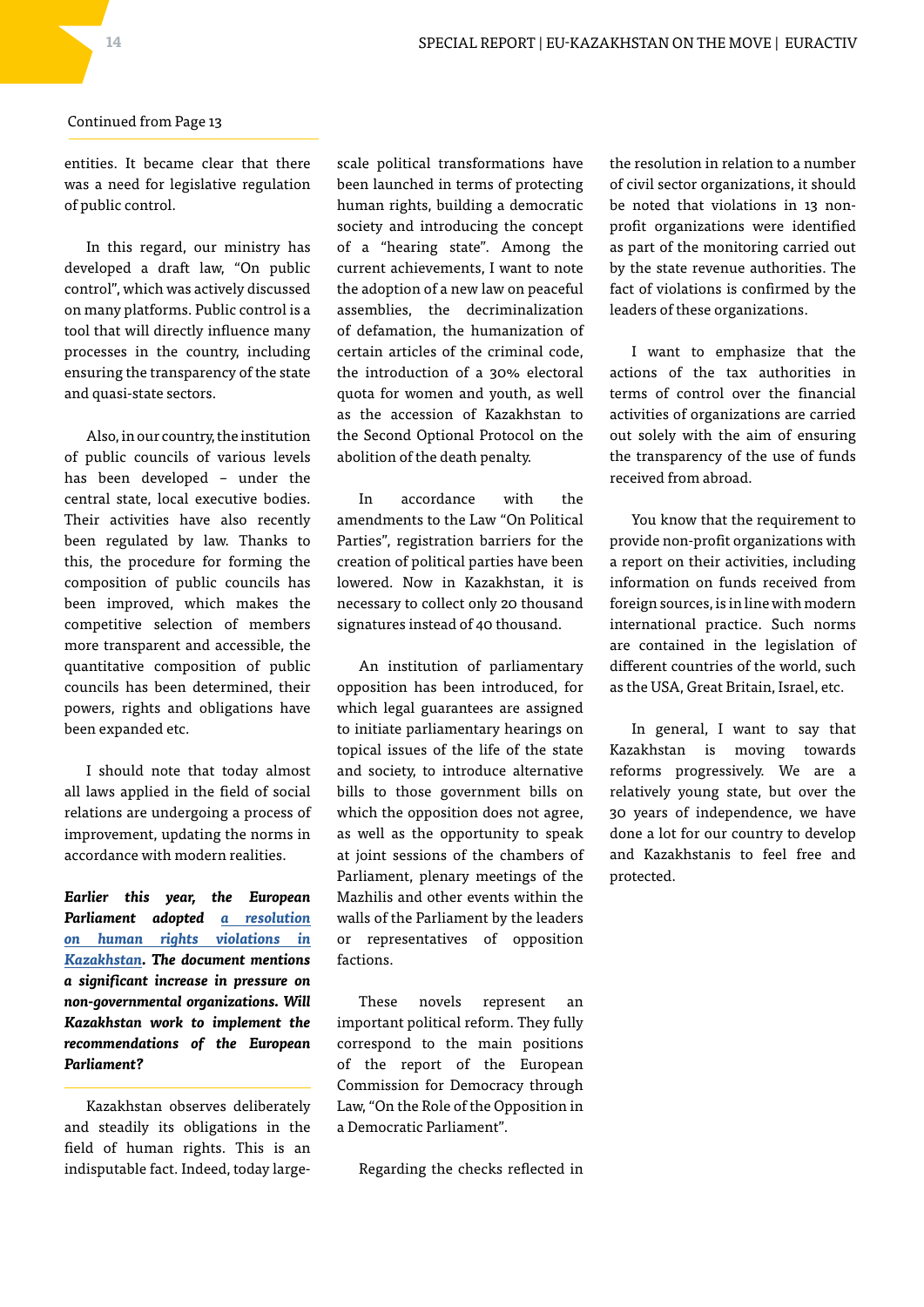Continued from Page 13

entities. It became clear that there was a need for legislative regulation of public control.

In this regard, our ministry has developed a draft law, "On public control", which was actively discussed on many platforms. Public control is a tool that will directly influence many processes in the country, including ensuring the transparency of the state and quasi-state sectors.

Also, in our country, the institution of public councils of various levels has been developed – under the central state, local executive bodies. Their activities have also recently been regulated by law. Thanks to this, the procedure for forming the composition of public councils has been improved, which makes the competitive selection of members more transparent and accessible, the quantitative composition of public councils has been determined, their powers, rights and obligations have been expanded etc.

I should note that today almost all laws applied in the field of social relations are undergoing a process of improvement, updating the norms in accordance with modern realities.

***Earlier this year, the European Parliament adopted [a resolution on human rights violations in Kazakhstan](). The document mentions a significant increase in pressure on non-governmental organizations. Will Kazakhstan work to implement the recommendations of the European Parliament?***

Kazakhstan observes deliberately and steadily its obligations in the field of human rights. This is an indisputable fact. Indeed, today large-scale political transformations have been launched in terms of protecting human rights, building a democratic society and introducing the concept of a "hearing state". Among the current achievements, I want to note the adoption of a new law on peaceful assemblies, the decriminalization of defamation, the humanization of certain articles of the criminal code, the introduction of a 30% electoral quota for women and youth, as well as the accession of Kazakhstan to the Second Optional Protocol on the abolition of the death penalty.

In accordance with the amendments to the Law "On Political Parties", registration barriers for the creation of political parties have been lowered. Now in Kazakhstan, it is necessary to collect only 20 thousand signatures instead of 40 thousand.

An institution of parliamentary opposition has been introduced, for which legal guarantees are assigned to initiate parliamentary hearings on topical issues of the life of the state and society, to introduce alternative bills to those government bills on which the opposition does not agree, as well as the opportunity to speak at joint sessions of the chambers of Parliament, plenary meetings of the Mazhilis and other events within the walls of the Parliament by the leaders or representatives of opposition factions.

These novels represent an important political reform. They fully correspond to the main positions of the report of the European Commission for Democracy through Law, "On the Role of the Opposition in a Democratic Parliament".

Regarding the checks reflected in the resolution in relation to a number of civil sector organizations, it should be noted that violations in 13 non-profit organizations were identified as part of the monitoring carried out by the state revenue authorities. The fact of violations is confirmed by the leaders of these organizations.

I want to emphasize that the actions of the tax authorities in terms of control over the financial activities of organizations are carried out solely with the aim of ensuring the transparency of the use of funds received from abroad.

You know that the requirement to provide non-profit organizations with a report on their activities, including information on funds received from foreign sources, is in line with modern international practice. Such norms are contained in the legislation of different countries of the world, such as the USA, Great Britain, Israel, etc.

In general, I want to say that Kazakhstan is moving towards reforms progressively. We are a relatively young state, but over the 30 years of independence, we have done a lot for our country to develop and Kazakhstanis to feel free and protected.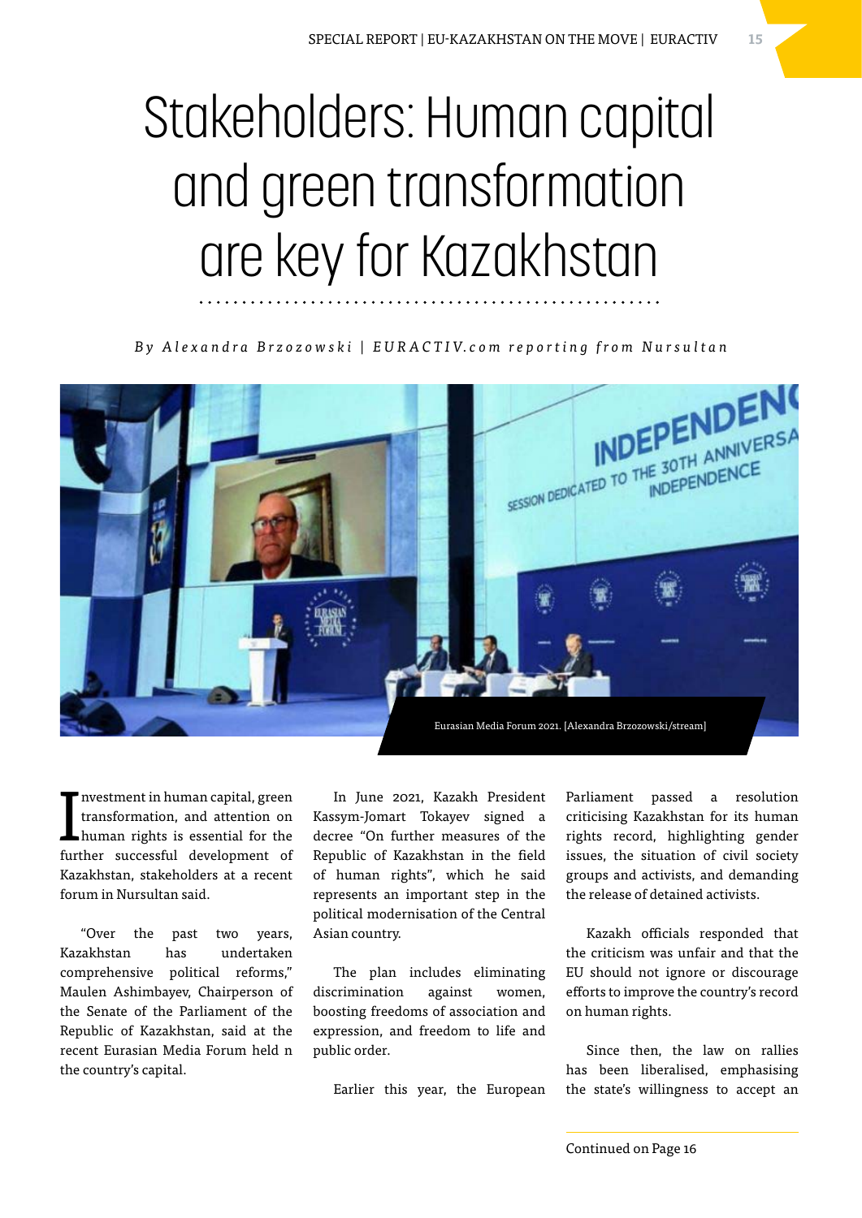# Stakeholders: Human capital and green transformation are key for Kazakhstan

*By Alexandra Brzozowski | EURACTIV.com reporting from Nursultan*

Eurasian Media Forum 2021. [Alexandra Brzozowski/stream]

Investment in human capital, green transformation, and attention on human rights is essential for the further successful development of Kazakhstan, stakeholders at a recent forum in Nursultan said.

"Over the past two years, Kazakhstan has undertaken comprehensive political reforms," Maulen Ashimbayev, Chairperson of the Senate of the Parliament of the Republic of Kazakhstan, said at the recent Eurasian Media Forum held n the country's capital.

In June 2021, Kazakh President Kassym-Jomart Tokayev signed a decree "On further measures of the Republic of Kazakhstan in the field of human rights", which he said represents an important step in the political modernisation of the Central Asian country.

The plan includes eliminating discrimination against women, boosting freedoms of association and expression, and freedom to life and public order.

Earlier this year, the European Parliament passed a resolution criticising Kazakhstan for its human rights record, highlighting gender issues, the situation of civil society groups and activists, and demanding the release of detained activists.

Kazakh officials responded that the criticism was unfair and that the EU should not ignore or discourage efforts to improve the country's record on human rights.

Since then, the law on rallies has been liberalised, emphasising the state's willingness to accept an

Continued on Page 16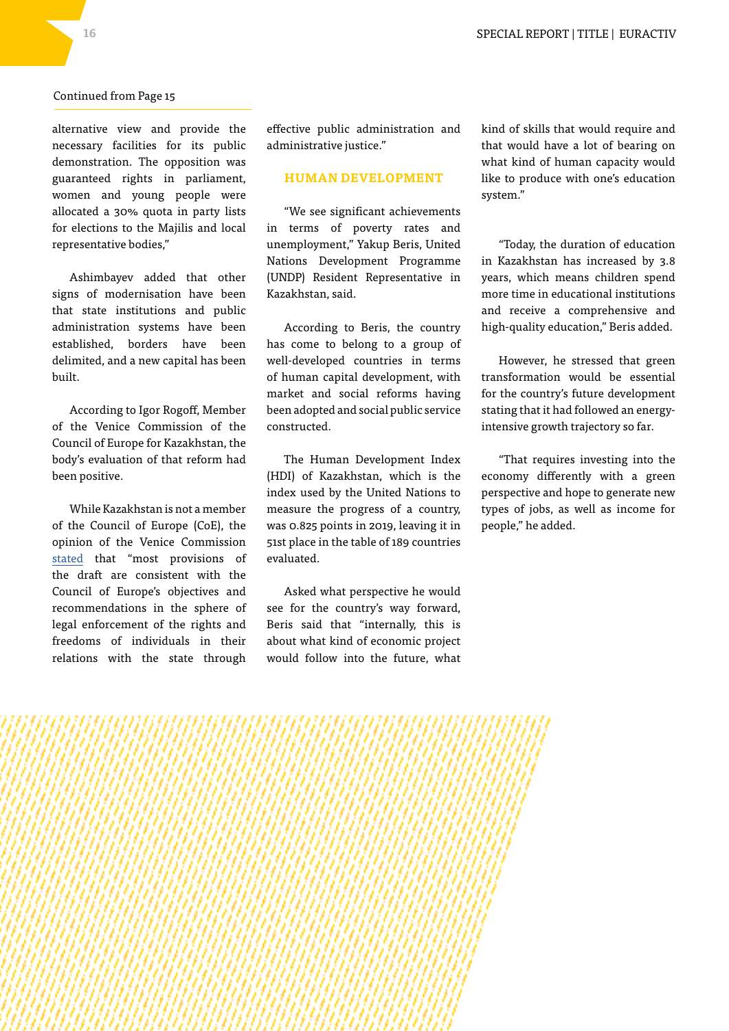Continued from Page 15

alternative view and provide the necessary facilities for its public demonstration. The opposition was guaranteed rights in parliament, women and young people were allocated a 30% quota in party lists for elections to the Majilis and local representative bodies,"

Ashimbayev added that other signs of modernisation have been that state institutions and public administration systems have been established, borders have been delimited, and a new capital has been built.

According to Igor Rogoff, Member of the Venice Commission of the Council of Europe for Kazakhstan, the body's evaluation of that reform had been positive.

While Kazakhstan is not a member of the Council of Europe (CoE), the opinion of the Venice Commission stated that "most provisions of the draft are consistent with the Council of Europe's objectives and recommendations in the sphere of legal enforcement of the rights and freedoms of individuals in their relations with the state through effective public administration and administrative justice."

## HUMAN DEVELOPMENT

"We see significant achievements in terms of poverty rates and unemployment," Yakup Beris, United Nations Development Programme (UNDP) Resident Representative in Kazakhstan, said.

According to Beris, the country has come to belong to a group of well-developed countries in terms of human capital development, with market and social reforms having been adopted and social public service constructed.

The Human Development Index (HDI) of Kazakhstan, which is the index used by the United Nations to measure the progress of a country, was 0.825 points in 2019, leaving it in 51st place in the table of 189 countries evaluated.

Asked what perspective he would see for the country's way forward, Beris said that "internally, this is about what kind of economic project would follow into the future, what kind of skills that would require and that would have a lot of bearing on what kind of human capacity would like to produce with one's education system."

"Today, the duration of education in Kazakhstan has increased by 3.8 years, which means children spend more time in educational institutions and receive a comprehensive and high-quality education," Beris added.

However, he stressed that green transformation would be essential for the country's future development stating that it had followed an energy-intensive growth trajectory so far.

"That requires investing into the economy differently with a green perspective and hope to generate new types of jobs, as well as income for people," he added.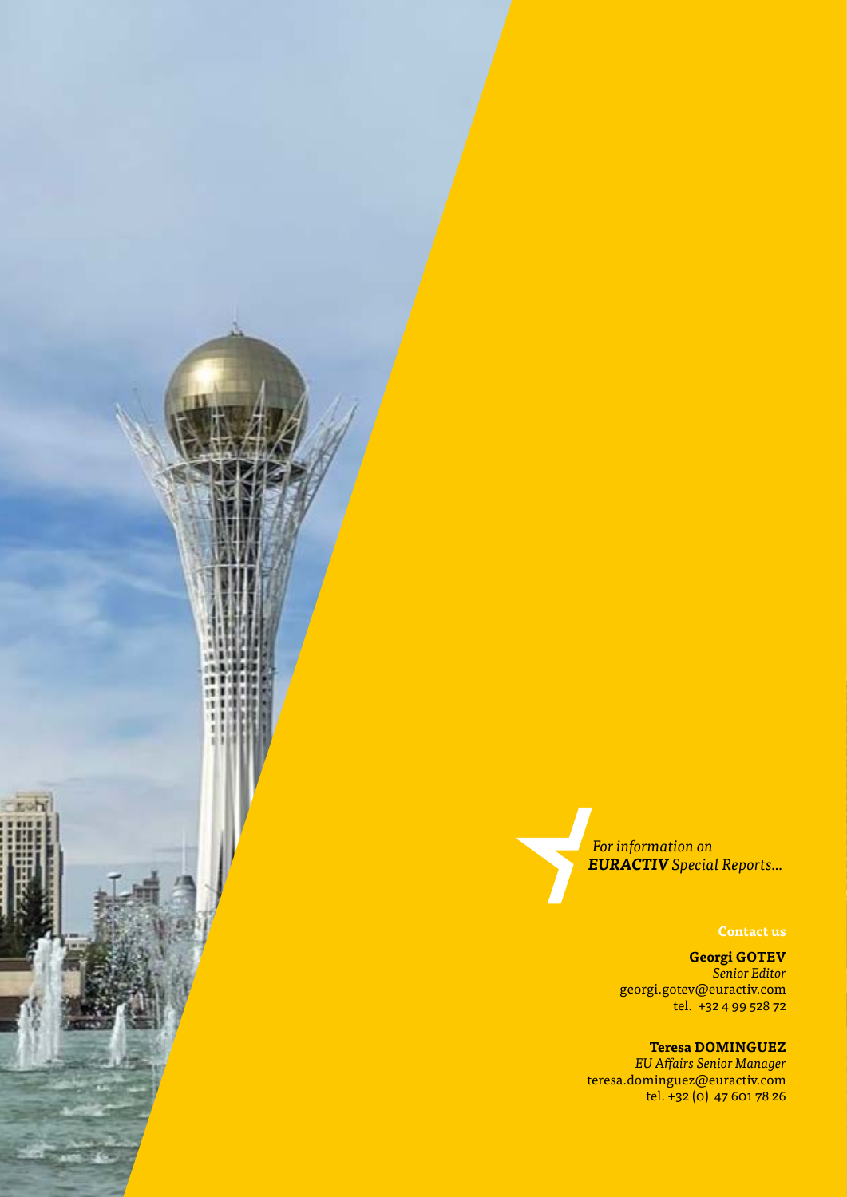*For information on*
***EURACTIV** Special Reports...*

**Contact us**

**Georgi GOTEV**
*Senior Editor*
georgi.gotev@euractiv.com
tel. +32 4 99 528 72

**Teresa DOMINGUEZ**
*EU Affairs Senior Manager*
teresa.dominguez@euractiv.com
tel. +32 (0) 47 601 78 26